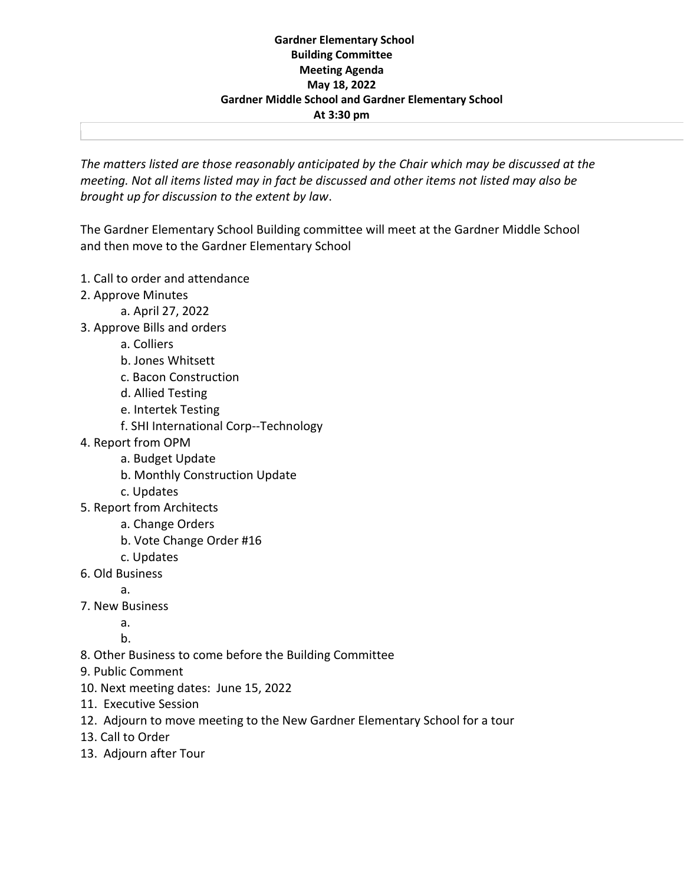**Gardner Elementary School**
**Building Committee**
**Meeting Agenda**
**May 18, 2022**
**Gardner Middle School and Gardner Elementary School**
**At 3:30 pm**

*The matters listed are those reasonably anticipated by the Chair which may be discussed at the meeting. Not all items listed may in fact be discussed and other items not listed may also be brought up for discussion to the extent by law*.

The Gardner Elementary School Building committee will meet at the Gardner Middle School and then move to the Gardner Elementary School

1. Call to order and attendance
2. Approve Minutes
    a. April 27, 2022
3. Approve Bills and orders
    a. Colliers
    b. Jones Whitsett
    c. Bacon Construction
    d. Allied Testing
    e. Intertek Testing
    f. SHI International Corp--Technology
4. Report from OPM
    a. Budget Update
    b. Monthly Construction Update
    c. Updates
5. Report from Architects
    a. Change Orders
    b. Vote Change Order #16
    c. Updates
6. Old Business
    a.
7. New Business
    a.
    b.
8. Other Business to come before the Building Committee
9. Public Comment
10. Next meeting dates: June 15, 2022
11. Executive Session
12. Adjourn to move meeting to the New Gardner Elementary School for a tour
13. Call to Order
13. Adjourn after Tour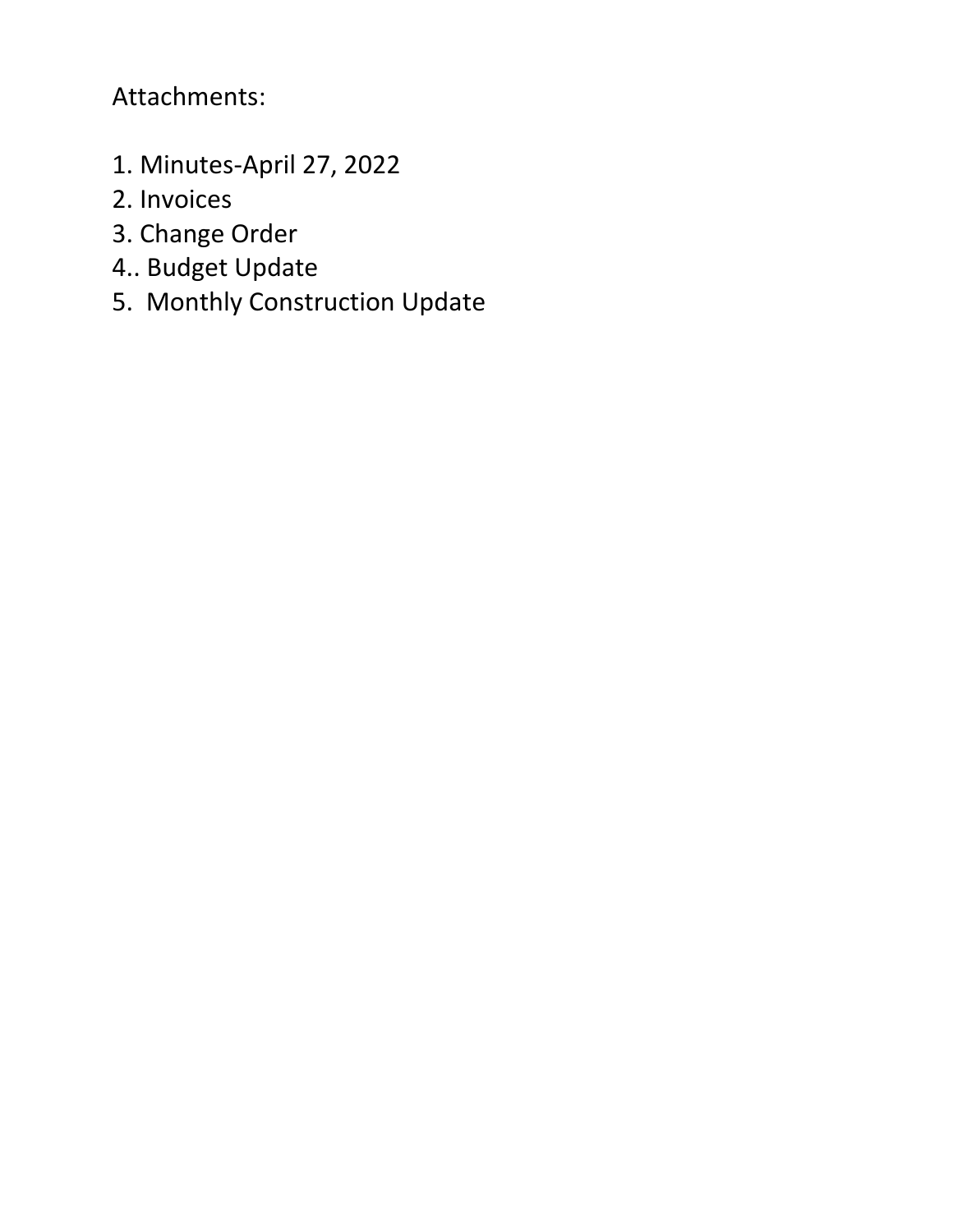Attachments:

1. Minutes-April 27, 2022
2. Invoices
3. Change Order
4.. Budget Update
5. Monthly Construction Update